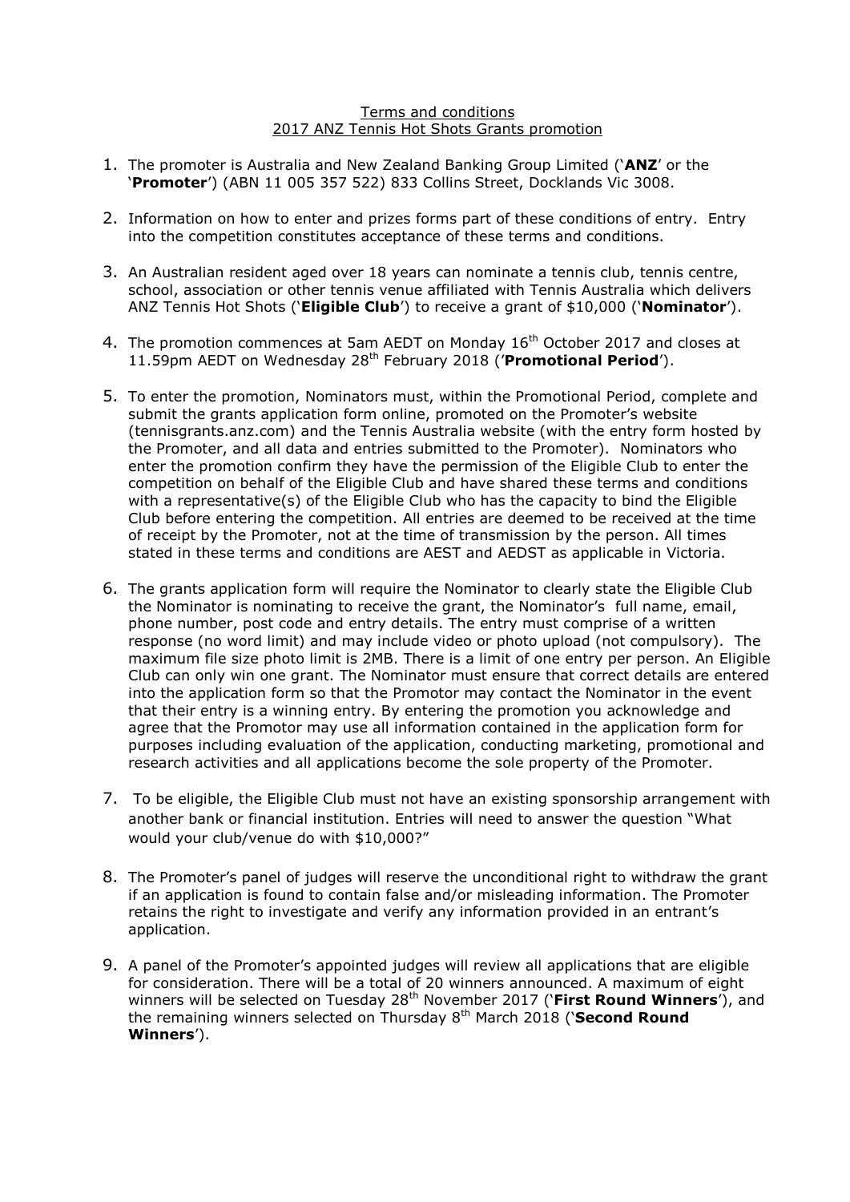Terms and conditions
2017 ANZ Tennis Hot Shots Grants promotion

1. The promoter is Australia and New Zealand Banking Group Limited ('**ANZ**' or the '**Promoter**') (ABN 11 005 357 522) 833 Collins Street, Docklands Vic 3008.

2. Information on how to enter and prizes forms part of these conditions of entry. Entry into the competition constitutes acceptance of these terms and conditions.

3. An Australian resident aged over 18 years can nominate a tennis club, tennis centre, school, association or other tennis venue affiliated with Tennis Australia which delivers ANZ Tennis Hot Shots ('**Eligible Club**') to receive a grant of $10,000 ('**Nominator**').

4. The promotion commences at 5am AEDT on Monday 16th October 2017 and closes at 11.59pm AEDT on Wednesday 28th February 2018 ('**Promotional Period**').

5. To enter the promotion, Nominators must, within the Promotional Period, complete and submit the grants application form online, promoted on the Promoter's website (tennisgrants.anz.com) and the Tennis Australia website (with the entry form hosted by the Promoter, and all data and entries submitted to the Promoter). Nominators who enter the promotion confirm they have the permission of the Eligible Club to enter the competition on behalf of the Eligible Club and have shared these terms and conditions with a representative(s) of the Eligible Club who has the capacity to bind the Eligible Club before entering the competition. All entries are deemed to be received at the time of receipt by the Promoter, not at the time of transmission by the person. All times stated in these terms and conditions are AEST and AEDST as applicable in Victoria.

6. The grants application form will require the Nominator to clearly state the Eligible Club the Nominator is nominating to receive the grant, the Nominator's full name, email, phone number, post code and entry details. The entry must comprise of a written response (no word limit) and may include video or photo upload (not compulsory). The maximum file size photo limit is 2MB. There is a limit of one entry per person. An Eligible Club can only win one grant. The Nominator must ensure that correct details are entered into the application form so that the Promotor may contact the Nominator in the event that their entry is a winning entry. By entering the promotion you acknowledge and agree that the Promotor may use all information contained in the application form for purposes including evaluation of the application, conducting marketing, promotional and research activities and all applications become the sole property of the Promoter.

7. To be eligible, the Eligible Club must not have an existing sponsorship arrangement with another bank or financial institution. Entries will need to answer the question "What would your club/venue do with $10,000?"

8. The Promoter's panel of judges will reserve the unconditional right to withdraw the grant if an application is found to contain false and/or misleading information. The Promoter retains the right to investigate and verify any information provided in an entrant's application.

9. A panel of the Promoter's appointed judges will review all applications that are eligible for consideration. There will be a total of 20 winners announced. A maximum of eight winners will be selected on Tuesday 28th November 2017 ('**First Round Winners**'), and the remaining winners selected on Thursday 8th March 2018 ('**Second Round Winners**').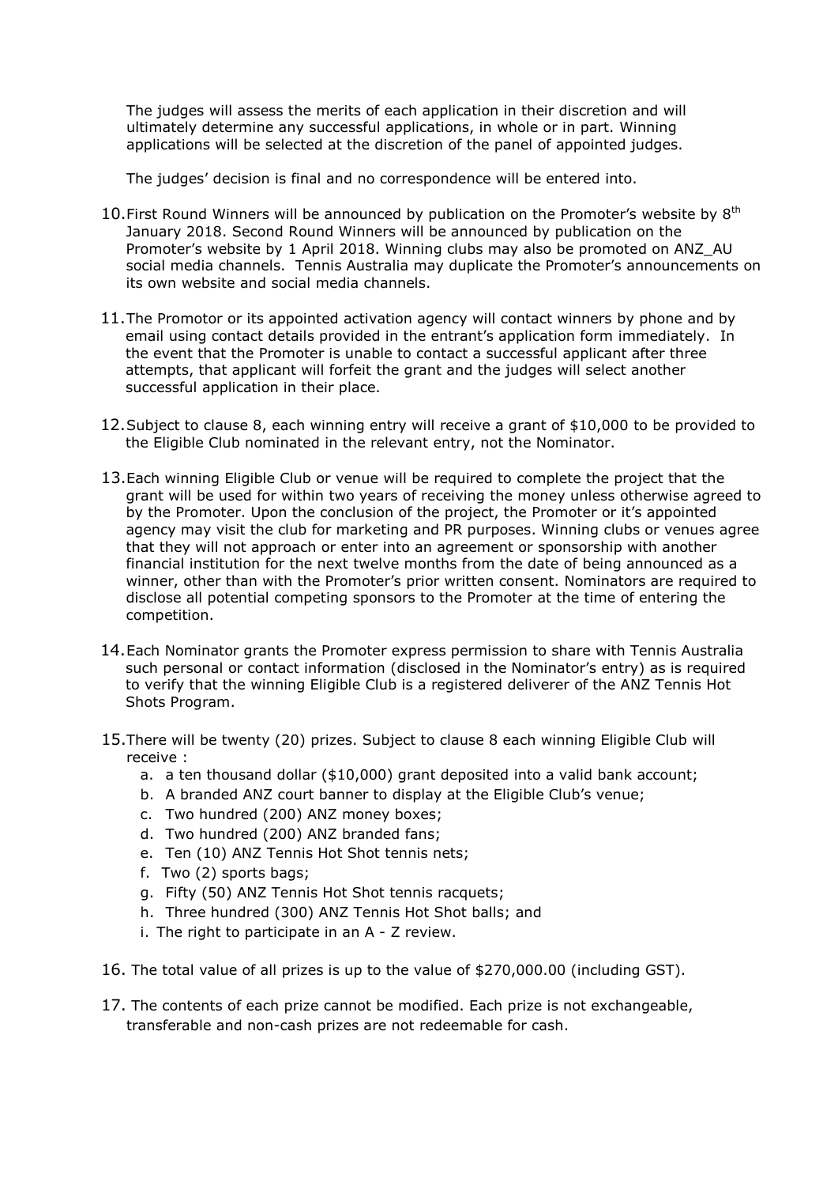The judges will assess the merits of each application in their discretion and will ultimately determine any successful applications, in whole or in part. Winning applications will be selected at the discretion of the panel of appointed judges.

The judges' decision is final and no correspondence will be entered into.

10. First Round Winners will be announced by publication on the Promoter's website by 8th January 2018. Second Round Winners will be announced by publication on the Promoter's website by 1 April 2018. Winning clubs may also be promoted on ANZ_AU social media channels. Tennis Australia may duplicate the Promoter's announcements on its own website and social media channels.

11. The Promotor or its appointed activation agency will contact winners by phone and by email using contact details provided in the entrant's application form immediately. In the event that the Promoter is unable to contact a successful applicant after three attempts, that applicant will forfeit the grant and the judges will select another successful application in their place.

12. Subject to clause 8, each winning entry will receive a grant of $10,000 to be provided to the Eligible Club nominated in the relevant entry, not the Nominator.

13. Each winning Eligible Club or venue will be required to complete the project that the grant will be used for within two years of receiving the money unless otherwise agreed to by the Promoter. Upon the conclusion of the project, the Promoter or it's appointed agency may visit the club for marketing and PR purposes. Winning clubs or venues agree that they will not approach or enter into an agreement or sponsorship with another financial institution for the next twelve months from the date of being announced as a winner, other than with the Promoter's prior written consent. Nominators are required to disclose all potential competing sponsors to the Promoter at the time of entering the competition.

14. Each Nominator grants the Promoter express permission to share with Tennis Australia such personal or contact information (disclosed in the Nominator's entry) as is required to verify that the winning Eligible Club is a registered deliverer of the ANZ Tennis Hot Shots Program.

15. There will be twenty (20) prizes. Subject to clause 8 each winning Eligible Club will receive :
    a. a ten thousand dollar ($10,000) grant deposited into a valid bank account;
    b. A branded ANZ court banner to display at the Eligible Club's venue;
    c. Two hundred (200) ANZ money boxes;
    d. Two hundred (200) ANZ branded fans;
    e. Ten (10) ANZ Tennis Hot Shot tennis nets;
    f. Two (2) sports bags;
    g. Fifty (50) ANZ Tennis Hot Shot tennis racquets;
    h. Three hundred (300) ANZ Tennis Hot Shot balls; and
    i. The right to participate in an A - Z review.

16. The total value of all prizes is up to the value of $270,000.00 (including GST).

17. The contents of each prize cannot be modified. Each prize is not exchangeable, transferable and non-cash prizes are not redeemable for cash.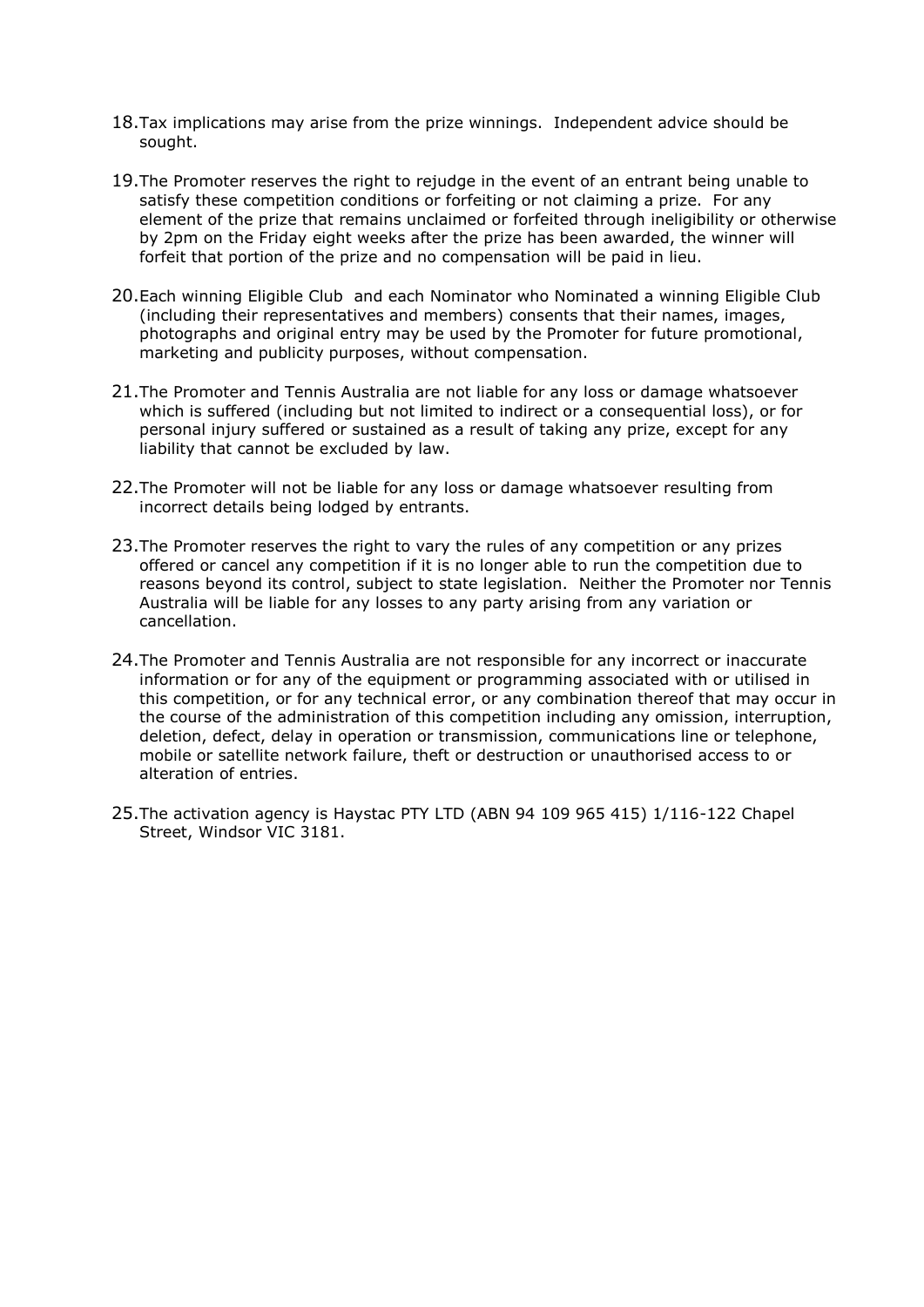18. Tax implications may arise from the prize winnings. Independent advice should be sought.

19. The Promoter reserves the right to rejudge in the event of an entrant being unable to satisfy these competition conditions or forfeiting or not claiming a prize. For any element of the prize that remains unclaimed or forfeited through ineligibility or otherwise by 2pm on the Friday eight weeks after the prize has been awarded, the winner will forfeit that portion of the prize and no compensation will be paid in lieu.

20. Each winning Eligible Club and each Nominator who Nominated a winning Eligible Club (including their representatives and members) consents that their names, images, photographs and original entry may be used by the Promoter for future promotional, marketing and publicity purposes, without compensation.

21. The Promoter and Tennis Australia are not liable for any loss or damage whatsoever which is suffered (including but not limited to indirect or a consequential loss), or for personal injury suffered or sustained as a result of taking any prize, except for any liability that cannot be excluded by law.

22. The Promoter will not be liable for any loss or damage whatsoever resulting from incorrect details being lodged by entrants.

23. The Promoter reserves the right to vary the rules of any competition or any prizes offered or cancel any competition if it is no longer able to run the competition due to reasons beyond its control, subject to state legislation. Neither the Promoter nor Tennis Australia will be liable for any losses to any party arising from any variation or cancellation.

24. The Promoter and Tennis Australia are not responsible for any incorrect or inaccurate information or for any of the equipment or programming associated with or utilised in this competition, or for any technical error, or any combination thereof that may occur in the course of the administration of this competition including any omission, interruption, deletion, defect, delay in operation or transmission, communications line or telephone, mobile or satellite network failure, theft or destruction or unauthorised access to or alteration of entries.

25. The activation agency is Haystac PTY LTD (ABN 94 109 965 415) 1/116-122 Chapel Street, Windsor VIC 3181.